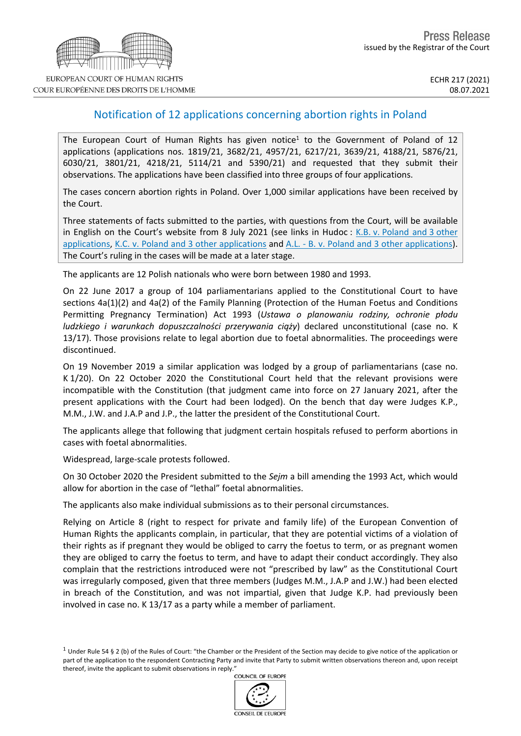# Notification of 12 applications concerning abortion rights in Poland

The European Court of Human Rights has given notice[1] to the Government of Poland of 12 applications (applications nos. 1819/21, 3682/21, 4957/21, 6217/21, 3639/21, 4188/21, 5876/21, 6030/21, 3801/21, 4218/21, 5114/21 and 5390/21) and requested that they submit their observations. The applications have been classified into three groups of four applications.

The cases concern abortion rights in Poland. Over 1,000 similar applications have been received by the Court.

Three statements of facts submitted to the parties, with questions from the Court, will be available in English on the Court's website from 8 July 2021 (see links in Hudoc : K.B. v. Poland and 3 other applications, K.C. v. Poland and 3 other applications and A.L. - B. v. Poland and 3 other applications). The Court's ruling in the cases will be made at a later stage.

The applicants are 12 Polish nationals who were born between 1980 and 1993.

On 22 June 2017 a group of 104 parliamentarians applied to the Constitutional Court to have sections 4a(1)(2) and 4a(2) of the Family Planning (Protection of the Human Foetus and Conditions Permitting Pregnancy Termination) Act 1993 (*Ustawa o planowaniu rodziny, ochronie płodu ludzkiego i warunkach dopuszczalności przerywania ciąży*) declared unconstitutional (case no. K 13/17). Those provisions relate to legal abortion due to foetal abnormalities. The proceedings were discontinued.

On 19 November 2019 a similar application was lodged by a group of parliamentarians (case no. K 1/20). On 22 October 2020 the Constitutional Court held that the relevant provisions were incompatible with the Constitution (that judgment came into force on 27 January 2021, after the present applications with the Court had been lodged). On the bench that day were Judges K.P., M.M., J.W. and J.A.P and J.P., the latter the president of the Constitutional Court.

The applicants allege that following that judgment certain hospitals refused to perform abortions in cases with foetal abnormalities.

Widespread, large-scale protests followed.

On 30 October 2020 the President submitted to the *Sejm* a bill amending the 1993 Act, which would allow for abortion in the case of "lethal" foetal abnormalities.

The applicants also make individual submissions as to their personal circumstances.

Relying on Article 8 (right to respect for private and family life) of the European Convention of Human Rights the applicants complain, in particular, that they are potential victims of a violation of their rights as if pregnant they would be obliged to carry the foetus to term, or as pregnant women they are obliged to carry the foetus to term, and have to adapt their conduct accordingly. They also complain that the restrictions introduced were not "prescribed by law" as the Constitutional Court was irregularly composed, given that three members (Judges M.M., J.A.P and J.W.) had been elected in breach of the Constitution, and was not impartial, given that Judge K.P. had previously been involved in case no. K 13/17 as a party while a member of parliament.

[1] Under Rule 54 § 2 (b) of the Rules of Court: "the Chamber or the President of the Section may decide to give notice of the application or part of the application to the respondent Contracting Party and invite that Party to submit written observations thereon and, upon receipt thereof, invite the applicant to submit observations in reply."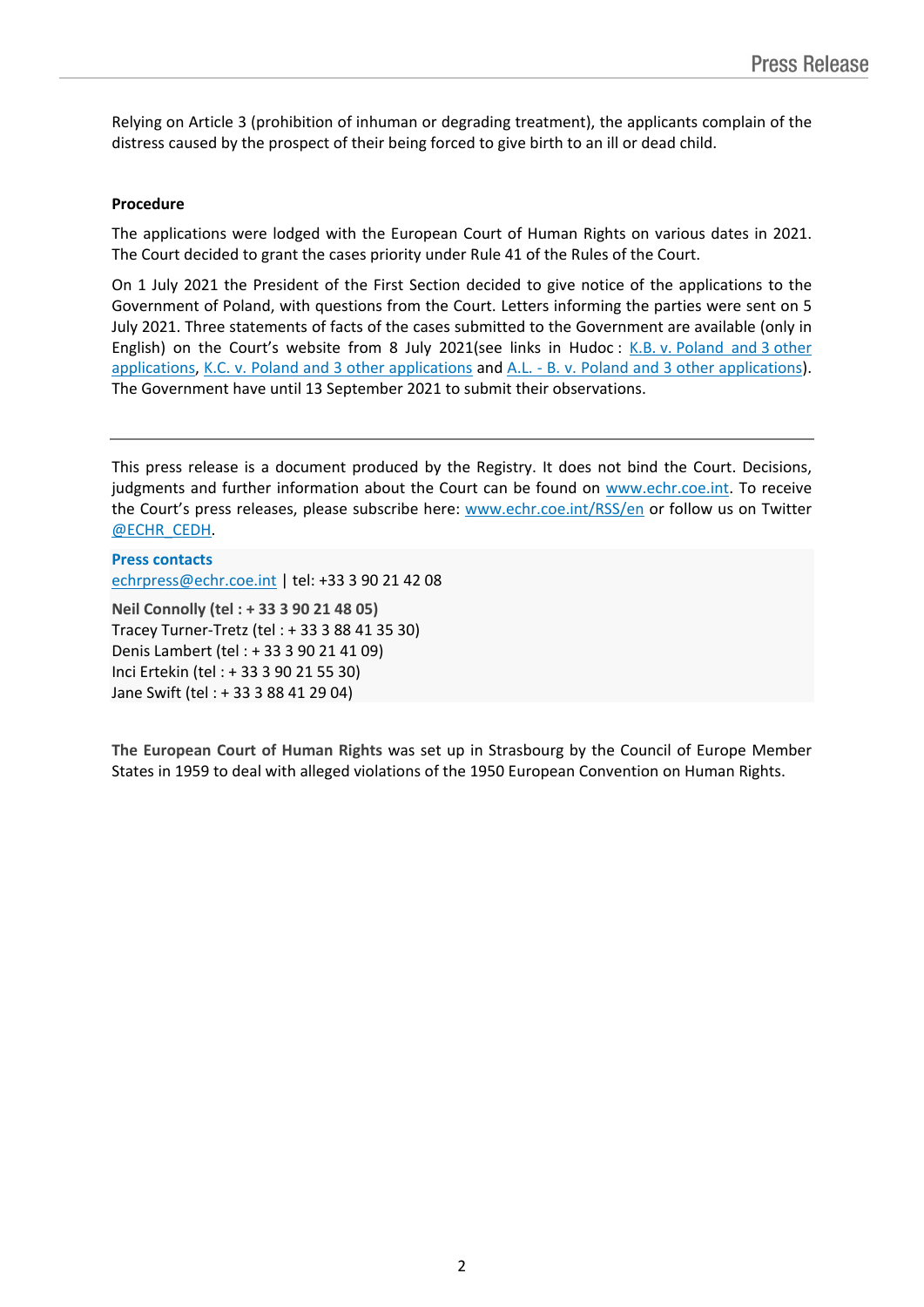Relying on Article 3 (prohibition of inhuman or degrading treatment), the applicants complain of the distress caused by the prospect of their being forced to give birth to an ill or dead child.

**Procedure**

The applications were lodged with the European Court of Human Rights on various dates in 2021. The Court decided to grant the cases priority under Rule 41 of the Rules of the Court.

On 1 July 2021 the President of the First Section decided to give notice of the applications to the Government of Poland, with questions from the Court. Letters informing the parties were sent on 5 July 2021. Three statements of facts of the cases submitted to the Government are available (only in English) on the Court's website from 8 July 2021(see links in Hudoc : K.B. v. Poland and 3 other applications, K.C. v. Poland and 3 other applications and A.L. - B. v. Poland and 3 other applications). The Government have until 13 September 2021 to submit their observations.

---

This press release is a document produced by the Registry. It does not bind the Court. Decisions, judgments and further information about the Court can be found on www.echr.coe.int. To receive the Court's press releases, please subscribe here: www.echr.coe.int/RSS/en or follow us on Twitter @ECHR_CEDH.

**Press contacts**
echrpress@echr.coe.int | tel: +33 3 90 21 42 08

**Neil Connolly (tel : + 33 3 90 21 48 05)**
Tracey Turner-Tretz (tel : + 33 3 88 41 35 30)
Denis Lambert (tel : + 33 3 90 21 41 09)
Inci Ertekin (tel : + 33 3 90 21 55 30)
Jane Swift (tel : + 33 3 88 41 29 04)

**The European Court of Human Rights** was set up in Strasbourg by the Council of Europe Member States in 1959 to deal with alleged violations of the 1950 European Convention on Human Rights.